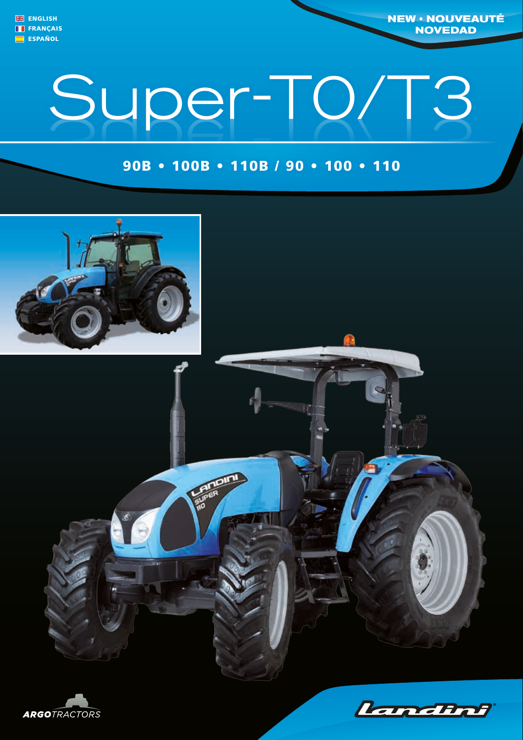ENGLISH
FRANÇAIS
ESPAÑOL

NEW • NOUVEAUTÉ
NOVEDAD

# Super-T0/T3

## 90B • 100B • 110B / 90 • 100 • 110

ARGOTRACTORS

Landini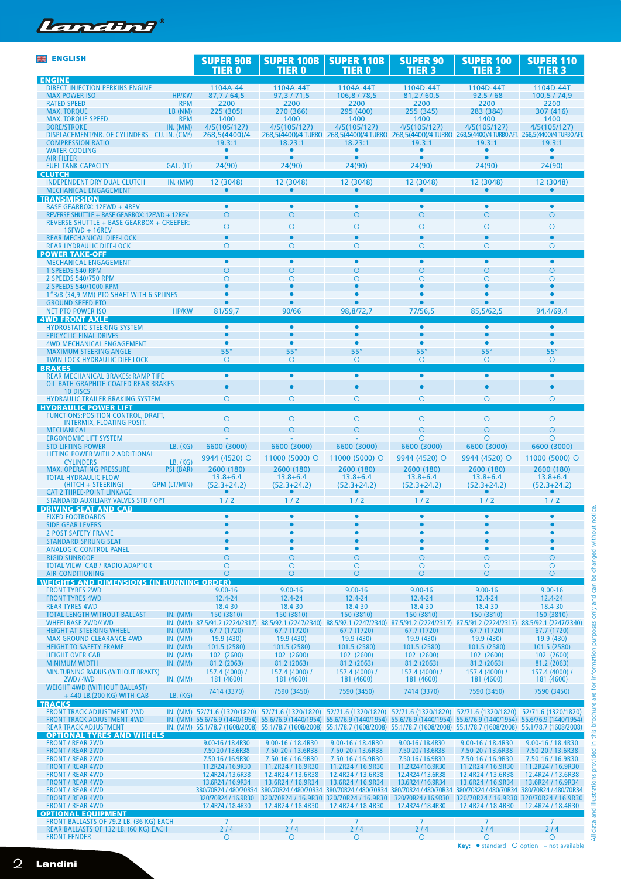ENGLISH

| | | SUPER 90B TIER 0 | SUPER 100B TIER 0 | SUPER 110B TIER 0 | SUPER 90 TIER 3 | SUPER 100 TIER 3 | SUPER 110 TIER 3 |
|---|---|---|---|---|---|---|---|
| **ENGINE** | | | | | | | |
| DIRECT-INJECTION PERKINS ENGINE | | 1104A-44 | 1104A-44T | 1104A-44T | 1104D-44T | 1104D-44T | 1104D-44T |
| MAX POWER ISO | HP/KW | 87,7 / 64,5 | 97,3 / 71,5 | 106,8 / 78,5 | 81,2 / 60,5 | 92,5 / 68 | 100,5 / 74,9 |
| RATED SPEED | RPM | 2200 | 2200 | 2200 | 2200 | 2200 | 2200 |
| MAX. TORQUE | LB (NM) | 225 (305) | 270 (366) | 295 (400) | 255 (345) | 283 (384) | 307 (416) |
| MAX. TORQUE SPEED | RPM | 1400 | 1400 | 1400 | 1400 | 1400 | 1400 |
| BORE/STROKE | IN. (MM) | 4/5(105/127) | 4/5(105/127) | 4/5(105/127) | 4/5(105/127) | 4/5(105/127) | 4/5(105/127) |
| DISPLACEMENT/NR. OF CYLINDERS | CU. IN. (CM³) | 268,5(4400)/4 | 268,5(4400)/4 TURBO | 268,5(4400)/4 TURBO | 268,5(4400)/4 TURBO | 268,5(4400)/4 TURBO AFT. | 268,5(4400)/4 TURBO AFT. |
| COMPRESSION RATIO | | 19.3:1 | 18.23:1 | 18.23:1 | 19.3:1 | 19.3:1 | 19.3:1 |
| WATER COOLING | | ● | ● | ● | ● | ● | ● |
| AIR FILTER | | ● | ● | ● | ● | ● | ● |
| FUEL TANK CAPACITY | GAL. (LT) | 24(90) | 24(90) | 24(90) | 24(90) | 24(90) | 24(90) |
| **CLUTCH** | | | | | | | |
| INDEPENDENT DRY DUAL CLUTCH | IN. (MM) | 12 (3048) | 12 (3048) | 12 (3048) | 12 (3048) | 12 (3048) | 12 (3048) |
| MECHANICAL ENGAGEMENT | | ● | ● | ● | ● | ● | ● |
| **TRANSMISSION** | | | | | | | |
| BASE GEARBOX: 12FWD + 4REV | | ● | ● | ● | ● | ● | ● |
| REVERSE SHUTTLE + BASE GEARBOX: 12FWD + 12REV | | ○ | ○ | ○ | ○ | ○ | ○ |
| REVERSE SHUTTLE + BASE GEARBOX + CREEPER: 16FWD + 16REV | | ○ | ○ | ○ | ○ | ○ | ○ |
| REAR MECHANICAL DIFF-LOCK | | ● | ● | ● | ● | ● | ● |
| REAR HYDRAULIC DIFF-LOCK | | ○ | ○ | ○ | ○ | ○ | ○ |
| **POWER TAKE-OFF** | | | | | | | |
| MECHANICAL ENGAGEMENT | | ● | ● | ● | ● | ● | ● |
| 1 SPEEDS 540 RPM | | ○ | ○ | ○ | ○ | ○ | ○ |
| 2 SPEEDS 540/750 RPM | | ○ | ○ | ○ | ○ | ○ | ○ |
| 2 SPEEDS 540/1000 RPM | | ● | ● | ● | ● | ● | ● |
| 1"3/8 (34,9 MM) PTO SHAFT WITH 6 SPLINES | | ● | ● | ● | ● | ● | ● |
| GROUND SPEED PTO | | ● | ● | ● | ● | ● | ● |
| NET PTO POWER ISO | HP/KW | 81/59,7 | 90/66 | 98,8/72,7 | 77/56,5 | 85,5/62,5 | 94,4/69,4 |
| **4WD FRONT AXLE** | | | | | | | |
| HYDROSTATIC STEERING SYSTEM | | ● | ● | ● | ● | ● | ● |
| EPICYCLIC FINAL DRIVES | | ● | ● | ● | ● | ● | ● |
| 4WD MECHANICAL ENGAGEMENT | | ● | ● | ● | ● | ● | ● |
| MAXIMUM STEERING ANGLE | | 55° | 55° | 55° | 55° | 55° | 55° |
| TWIN-LOCK HYDRAULIC DIFF LOCK | | ○ | ○ | ○ | ○ | ○ | ○ |
| **BRAKES** | | | | | | | |
| REAR MECHANICAL BRAKES: RAMP TIPE | | ● | ● | ● | ● | ● | ● |
| OIL-BATH GRAPHITE-COATED REAR BRAKES - 10 DISCS | | ● | ● | ● | ● | ● | ● |
| HYDRAULIC TRAILER BRAKING SYSTEM | | ○ | ○ | ○ | ○ | ○ | ○ |
| **HYDRAULIC POWER LIFT** | | | | | | | |
| FUNCTIONS:POSITION CONTROL, DRAFT, INTERMIX, FLOATING POSIT. | | ○ | ○ | ○ | ○ | ○ | ○ |
| MECHANICAL | | ○ | ○ | ○ | ○ | ○ | ○ |
| ERGONOMIC LIFT SYSTEM | | - | - | - | ○ | ○ | ○ |
| STD LIFTING POWER | LB. (KG) | 6600 (3000) | 6600 (3000) | 6600 (3000) | 6600 (3000) | 6600 (3000) | 6600 (3000) |
| LIFTING POWER WITH 2 ADDITIONAL CYLINDERS | LB. (KG) | 9944 (4520) ○ | 11000 (5000) ○ | 11000 (5000) ○ | 9944 (4520) ○ | 9944 (4520) ○ | 11000 (5000) ○ |
| MAX. OPERATING PRESSURE | PSI (BAR) | 2600 (180) | 2600 (180) | 2600 (180) | 2600 (180) | 2600 (180) | 2600 (180) |
| TOTAL HYDRAULIC FLOW (HITCH + STEERING) | GPM (LT/MIN) | 13.8+6.4 (52.3+24.2) | 13.8+6.4 (52.3+24.2) | 13.8+6.4 (52.3+24.2) | 13.8+6.4 (52.3+24.2) | 13.8+6.4 (52.3+24.2) | 13.8+6.4 (52.3+24.2) |
| CAT 2 THREE-POINT LINKAGE | | ● | ● | ● | ● | ● | ● |
| STANDARD AUXILIARY VALVES STD / OPT | | 1 / 2 | 1 / 2 | 1 / 2 | 1 / 2 | 1 / 2 | 1 / 2 |
| **DRIVING SEAT AND CAB** | | | | | | | |
| FIXED FOOTBOARDS | | ● | ● | ● | ● | ● | ● |
| SIDE GEAR LEVERS | | ● | ● | ● | ● | ● | ● |
| 2 POST SAFETY FRAME | | ● | ● | ● | ● | ● | ● |
| STANDARD SPRUNG SEAT | | ● | ● | ● | ● | ● | ● |
| ANALOGIC CONTROL PANEL | | ● | ● | ● | ● | ● | ● |
| RIGID SUNROOF | | ○ | ○ | ○ | ○ | ○ | ○ |
| TOTAL VIEW CAB / RADIO ADAPTOR | | ○ | ○ | ○ | ○ | ○ | ○ |
| AIR-CONDITIONING | | ○ | ○ | ○ | ○ | ○ | ○ |
| **WEIGHTS AND DIMENSIONS (IN RUNNING ORDER)** | | | | | | | |
| FRONT TYRES 2WD | | 9.00-16 | 9.00-16 | 9.00-16 | 9.00-16 | 9.00-16 | 9.00-16 |
| FRONT TYRES 4WD | | 12.4-24 | 12.4-24 | 12.4-24 | 12.4-24 | 12.4-24 | 12.4-24 |
| REAR TYRES 4WD | | 18.4-30 | 18.4-30 | 18.4-30 | 18.4-30 | 18.4-30 | 18.4-30 |
| TOTAL LENGTH WITHOUT BALLAST | IN. (MM) | 150 (3810) | 150 (3810) | 150 (3810) | 150 (3810) | 150 (3810) | 150 (3810) |
| WHEELBASE 2WD/4WD | IN. (MM) | 87.5/91.2 (2224/2317) | 88.5/92.1 (2247/2340) | 88.5/92.1 (2247/2340) | 87.5/91.2 (2224/2317) | 87.5/91.2 (2224/2317) | 88.5/92.1 (2247/2340) |
| HEIGHT AT STEERING WHEEL | IN. (MM) | 67.7 (1720) | 67.7 (1720) | 67.7 (1720) | 67.7 (1720) | 67.7 (1720) | 67.7 (1720) |
| MAX GROUND CLEARANCE 4WD | IN. (MM) | 19.9 (430) | 19.9 (430) | 19.9 (430) | 19.9 (430) | 19.9 (430) | 19.9 (430) |
| HEIGHT TO SAFETY FRAME | IN. (MM) | 101.5 (2580) | 101.5 (2580) | 101.5 (2580) | 101.5 (2580) | 101.5 (2580) | 101.5 (2580) |
| HEIGHT OVER CAB | IN. (MM) | 102 (2600) | 102 (2600) | 102 (2600) | 102 (2600) | 102 (2600) | 102 (2600) |
| MINIMUM WIDTH | IN. (MM) | 81.2 (2063) | 81.2 (2063) | 81.2 (2063) | 81.2 (2063) | 81.2 (2063) | 81.2 (2063) |
| MIN. TURNING RADIUS (WITHOUT BRAKES) 2WD / 4WD | IN. (MM) | 157.4 (4000) / 181 (4600) | 157.4 (4000) / 181 (4600) | 157.4 (4000) / 181 (4600) | 157.4 (4000) / 181 (4600) | 157.4 (4000) / 181 (4600) | 157.4 (4000) / 181 (4600) |
| WEIGHT 4WD (WITHOUT BALLAST) + 440 LB.(200 KG) WITH CAB | LB. (KG) | 7414 (3370) | 7590 (3450) | 7590 (3450) | 7414 (3370) | 7590 (3450) | 7590 (3450) |
| **TRACKS** | | | | | | | |
| FRONT TRACK ADJUSTMENT 2WD | IN. (MM) | 52/71.6 (1320/1820) | 52/71.6 (1320/1820) | 52/71.6 (1320/1820) | 52/71.6 (1320/1820) | 52/71.6 (1320/1820) | 52/71.6 (1320/1820) |
| FRONT TRACK ADJUSTMENT 4WD | IN. (MM) | 55.6/76.9 (1440/1954) | 55.6/76.9 (1440/1954) | 55.6/76.9 (1440/1954) | 55.6/76.9 (1440/1954) | 55.6/76.9 (1440/1954) | 55.6/76.9 (1440/1954) |
| REAR TRACK ADJUSTMENT | IN. (MM) | 55.1/78.7 (1608/2008) | 55.1/78.7 (1608/2008) | 55.1/78.7 (1608/2008) | 55.1/78.7 (1608/2008) | 55.1/78.7 (1608/2008) | 55.1/78.7 (1608/2008) |
| **OPTIONAL TYRES AND WHEELS** | | | | | | | |
| FRONT / REAR 2WD | | 9.00-16 / 18.4R30 | 9.00-16 / 18.4R30 | 9.00-16 / 18.4R30 | 9.00-16 / 18.4R30 | 9.00-16 / 18.4R30 | 9.00-16 / 18.4R30 |
| FRONT / REAR 2WD | | 7.50-20 / 13.6R38 | 7.50-20 / 13.6R38 | 7.50-20 / 13.6R38 | 7.50-20 / 13.6R38 | 7.50-20 / 13.6R38 | 7.50-20 / 13.6R38 |
| FRONT / REAR 2WD | | 7.50-16 / 16.9R30 | 7.50-16 / 16.9R30 | 7.50-16 / 16.9R30 | 7.50-16 / 16.9R30 | 7.50-16 / 16.9R30 | 7.50-16 / 16.9R30 |
| FRONT / REAR 4WD | | 11.2R24 / 16.9R30 | 11.2R24 / 16.9R30 | 11.2R24 / 16.9R30 | 11.2R24 / 16.9R30 | 11.2R24 / 16.9R30 | 11.2R24 / 16.9R30 |
| FRONT / REAR 4WD | | 12.4R24 / 13.6R38 | 12.4R24 / 13.6R38 | 12.4R24 / 13.6R38 | 12.4R24 / 13.6R38 | 12.4R24 / 13.6R38 | 12.4R24 / 13.6R38 |
| FRONT / REAR 4WD | | 13.6R24 / 16.9R34 | 13.6R24 / 16.9R34 | 13.6R24 / 16.9R34 | 13.6R24 / 16.9R34 | 13.6R24 / 16.9R34 | 13.6R24 / 16.9R34 |
| FRONT / REAR 4WD | | 380/70R24 / 480/70R34 | 380/70R24 / 480/70R34 | 380/70R24 / 480/70R34 | 380/70R24 / 480/70R34 | 380/70R24 / 480/70R34 | 380/70R24 / 480/70R34 |
| FRONT / REAR 4WD | | 320/70R24 / 16.9R30 | 320/70R24 / 16.9R30 | 320/70R24 / 16.9R30 | 320/70R24 / 16.9R30 | 320/70R24 / 16.9R30 | 320/70R24 / 16.9R30 |
| FRONT / REAR 4WD | | 12.4R24 / 18.4R30 | 12.4R24 / 18.4R30 | 12.4R24 / 18.4R30 | 12.4R24 / 18.4R30 | 12.4R24 / 18.4R30 | 12.4R24 / 18.4R30 |
| **OPTIONAL EQUIPMENT** | | | | | | | |
| FRONT BALLASTS OF 79.2 LB. (36 KG) EACH | | 7 | 7 | 7 | 7 | 7 | 7 |
| REAR BALLASTS OF 132 LB. (60 KG) EACH | | 2 / 4 | 2 / 4 | 2 / 4 | 2 / 4 | 2 / 4 | 2 / 4 |
| FRONT FENDER | | ○ | ○ | ○ | ○ | ○ | ○ |

**Key:** ● standard ○ option – not available

All data and illustrations provided in this brochure are for information purposes only and can be changed without notice.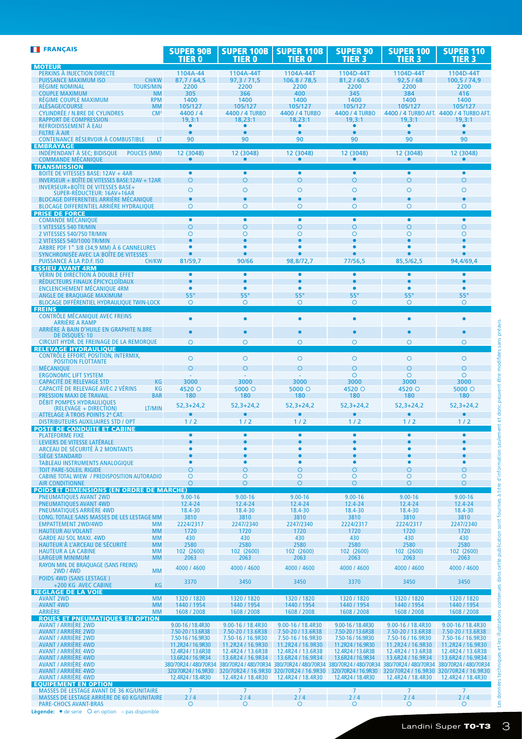## FRANÇAIS

| | | SUPER 90B TIER 0 | SUPER 100B TIER 0 | SUPER 110B TIER 0 | SUPER 90 TIER 3 | SUPER 100 TIER 3 | SUPER 110 TIER 3 |
|---|---|---|---|---|---|---|---|
| **MOTEUR** | | | | | | | |
| PERKINS À INJECTION DIRECTE | | 1104A-44 | 1104A-44T | 1104A-44T | 1104D-44T | 1104D-44T | 1104D-44T |
| PUISSANCE MAXIMUM ISO | CH/KW | 87,7 / 64,5 | 97,3 / 71,5 | 106,8 / 78,5 | 81,2 / 60,5 | 92,5 / 68 | 100,5 / 74,9 |
| RÉGIME NOMINAL | TOURS/MIN | 2200 | 2200 | 2200 | 2200 | 2200 | 2200 |
| COUPLE MAXIMUM | NM | 305 | 366 | 400 | 345 | 384 | 416 |
| RÉGIME COUPLE MAXIMUM | RPM | 1400 | 1400 | 1400 | 1400 | 1400 | 1400 |
| ALÉSAGE/COURSE | MM | 105/127 | 105/127 | 105/127 | 105/127 | 105/127 | 105/127 |
| CYLINDRÉE / N.BRE DE CYLINDRES | CM³ | 4400 / 4 | 4400 / 4 TURBO | 4400 / 4 TURBO | 4400 / 4 TURBO | 4400 / 4 TURBO AFT. | 4400 / 4 TURBO AFT. |
| RAPPORT DE COMPRESSION | | 19,3:1 | 18,23:1 | 18,23:1 | 19,3:1 | 19,3:1 | 19,3:1 |
| REFROIDISSEMENT À EAU | | ● | ● | ● | ● | ● | ● |
| FILTRE À AIR | | ● | ● | ● | ● | ● | ● |
| CONTENANCE RÉSERVOIR À COMBUSTIBLE | LT | 90 | 90 | 90 | 90 | 90 | 90 |
| **EMBRAYAGE** | | | | | | | |
| INDÉPENDANT À SEC; BIDISQUE | POUCES (MM) | 12 (3048) | 12 (3048) | 12 (3048) | 12 (3048) | 12 (3048) | 12 (3048) |
| COMMANDE MÉCANIQUE | | ● | ● | ● | ● | ● | ● |
| **TRANSMISSION** | | | | | | | |
| BOITE DE VITESSES BASE: 12AV + 4AR | | ● | ● | ● | ● | ● | ● |
| INVERSEUR + BOÎTE DE VITESSES BASE:12AV + 12AR | | ○ | ○ | ○ | ○ | ○ | ○ |
| INVERSEUR+BOÎTE DE VITESSES BASE+ SUPER-RÉDUCTEUR: 16AV+16AR | | ○ | ○ | ○ | ○ | ○ | ○ |
| BLOCAGE DIFFERENTIEL ARRIÈRE MÉCANIQUE | | ● | ● | ● | ● | ● | ● |
| BLOCAGE DIFFERENTIEL ARRIÈRE HYDRAULIQUE | | ○ | ○ | ○ | ○ | ○ | ○ |
| **PRISE DE FORCE** | | | | | | | |
| COMANDE MÉCANIQUE | | ● | ● | ● | ● | ● | ● |
| 1 VITESSES 540 TR/MIN | | ○ | ○ | ○ | ○ | ○ | ○ |
| 2 VITESSES 540/750 TR/MIN | | ○ | ○ | ○ | ○ | ○ | ○ |
| 2 VITESSES 540/1000 TR/MIN | | ● | ● | ● | ● | ● | ● |
| ARBRE PDF 1" 3/8 (34,9 MM) À 6 CANNELURES | | ● | ● | ● | ● | ● | ● |
| SYNCHRONISÉE AVEC LA BOÎTE DE VITESSES | | ● | ● | ● | ● | ● | ● |
| PUISSANCE À LA P.D.F. ISO | CH/KW | 81/59,7 | 90/66 | 98,8/72,7 | 77/56,5 | 85,5/62,5 | 94,4/69,4 |
| **ESSIEU AVANT 4RM** | | | | | | | |
| VÉRIN DE DIRECTION À DOUBLE EFFET | | ● | ● | ● | ● | ● | ● |
| RÉDUCTEURS FINAUX ÉPICYCLOÏDAUX | | ● | ● | ● | ● | ● | ● |
| ENCLENCHEMENT MÉCANIQUE 4RM | | ● | ● | ● | ● | ● | ● |
| ANGLE DE BRAQUAGE MAXIMUM | | 55° | 55° | 55° | 55° | 55° | 55° |
| BLOCAGE DIFFÉRENTIEL HYDRAULIQUE TWIN-LOCK | | ○ | ○ | ○ | ○ | ○ | ○ |
| **FREINS** | | | | | | | |
| CONTRÔLE MÉCANIQUE AVEC FREINS ARRIÈRE A RAMP | | ● | ● | ● | ● | ● | ● |
| ARRIÈRE À BAIN D'HUILE EN GRAPHITE N.BRE DE DISQUES: 10 | | ● | ● | ● | ● | ● | ● |
| CIRCUIT HYDR. DE FREINAGE DE LA REMORQUE | | ○ | ○ | ○ | ○ | ○ | ○ |
| **RELEVAGE HYDRAULIQUE** | | | | | | | |
| CONTRÔLE EFFORT, POSITION, INTERMIX, POSITION FLOTTANTE | | ○ | ○ | ○ | ○ | ○ | ○ |
| MÉCANIQUE | | ○ | ○ | ○ | ○ | ○ | ○ |
| ERGONOMIC LIFT SYSTEM | | - | - | - | ○ | ○ | ○ |
| CAPACITÉ DE RELEVAGE STD | KG | 3000 | 3000 | 3000 | 3000 | 3000 | 3000 |
| CAPACITÉ DE RELEVAGE AVEC 2 VÉRINS | KG | 4520 ○ | 5000 ○ | 5000 ○ | 4520 ○ | 4520 ○ | 5000 ○ |
| PRESSION MAXI DE TRAVAIL | BAR | 180 | 180 | 180 | 180 | 180 | 180 |
| DÉBIT POMPES HYDRAULIQUES (RELEVAGE + DIRECTION) | LT/MIN | 52,3+24,2 | 52,3+24,2 | 52,3+24,2 | 52,3+24,2 | 52,3+24,2 | 52,3+24,2 |
| ATTELAGE À TROIS POINTS 2° CAT. | | ● | ● | ● | ● | ● | ● |
| DISTRIBUTEURS AUXILIAIRES STD / OPT | | 1 / 2 | 1 / 2 | 1 / 2 | 1 / 2 | 1 / 2 | 1 / 2 |
| **POSTE DE CONDUITE ET CABINE** | | | | | | | |
| PLATEFORME FIXE | | ● | ● | ● | ● | ● | ● |
| LEVIERS DE VITESSE LATÉRALE | | ● | ● | ● | ● | ● | ● |
| ARCEAU DE SÉCURITÉ À 2 MONTANTS | | ● | ● | ● | ● | ● | ● |
| SIÈGE STANDARD | | ● | ● | ● | ● | ● | ● |
| TABLEAU INSTRUMENTS ANALOGIQUE | | ● | ● | ● | ● | ● | ● |
| TOIT PARE-SOLEIL RIGIDE | | ○ | ○ | ○ | ○ | ○ | ○ |
| CABINE TOTAL WIEW / PREDISPOSITION AUTORADIO | | ○ | ○ | ○ | ○ | ○ | ○ |
| AIR CONDITIONNE | | ○ | ○ | ○ | ○ | ○ | ○ |
| **POIDS ET DIMENSIONS (EN ORDRE DE MARCHE)** | | | | | | | |
| PNEUMATIQUES AVANT 2WD | | 9.00-16 | 9.00-16 | 9.00-16 | 9.00-16 | 9.00-16 | 9.00-16 |
| PNEUMATIQUES AVANT 4WD | | 12.4-24 | 12.4-24 | 12.4-24 | 12.4-24 | 12.4-24 | 12.4-24 |
| PNEUMATIQUES ARRIÈRE 4WD | | 18.4-30 | 18.4-30 | 18.4-30 | 18.4-30 | 18.4-30 | 18.4-30 |
| LONG. TOTALE SANS MASSES DE LES LESTAGE | MM | 3810 | 3810 | 3810 | 3810 | 3810 | 3810 |
| EMPATTEMENT 2WD/4WD | MM | 2224/2317 | 2247/2340 | 2247/2340 | 2224/2317 | 2224/2317 | 2247/2340 |
| HAUTEUR AU VOLANT | MM | 1720 | 1720 | 1720 | 1720 | 1720 | 1720 |
| GARDE AU SOL MAXI. 4WD | MM | 430 | 430 | 430 | 430 | 430 | 430 |
| HAUTEUR À L'ARCEAU DE SÉCURITÉ | MM | 2580 | 2580 | 2580 | 2580 | 2580 | 2580 |
| HAUTEUR A LA CABINE | MM | 102 (2600) | 102 (2600) | 102 (2600) | 102 (2600) | 102 (2600) | 102 (2600) |
| LARGEUR MINIMUM | MM | 2063 | 2063 | 2063 | 2063 | 2063 | 2063 |
| RAYON MIN. DE BRAQUAGE (SANS FREINS) 2WD / 4WD | MM | 4000 / 4600 | 4000 / 4600 | 4000 / 4600 | 4000 / 4600 | 4000 / 4600 | 4000 / 4600 |
| POIDS 4WD (SANS LESTAGE ) +200 KG AVEC CABINE | KG | 3370 | 3450 | 3450 | 3370 | 3450 | 3450 |
| **REGLAGE DE LA VOIE** | | | | | | | |
| AVANT 2WD | MM | 1320 / 1820 | 1320 / 1820 | 1320 / 1820 | 1320 / 1820 | 1320 / 1820 | 1320 / 1820 |
| AVANT 4WD | MM | 1440 / 1954 | 1440 / 1954 | 1440 / 1954 | 1440 / 1954 | 1440 / 1954 | 1440 / 1954 |
| ARRIÈRE | MM | 1608 / 2008 | 1608 / 2008 | 1608 / 2008 | 1608 / 2008 | 1608 / 2008 | 1608 / 2008 |
| **ROUES ET PNEUMATIQUES EN OPTION** | | | | | | | |
| AVANT / ARRIÈRE 2WD | | 9.00-16 / 18.4R30 | 9.00-16 / 18.4R30 | 9.00-16 / 18.4R30 | 9.00-16 / 18.4R30 | 9.00-16 / 18.4R30 | 9.00-16 / 18.4R30 |
| AVANT / ARRIÈRE 2WD | | 7.50-20 / 13.6R38 | 7.50-20 / 13.6R38 | 7.50-20 / 13.6R38 | 7.50-20 / 13.6R38 | 7.50-20 / 13.6R38 | 7.50-20 / 13.6R38 |
| AVANT / ARRIÈRE 2WD | | 7.50-16 / 16.9R30 | 7.50-16 / 16.9R30 | 7.50-16 / 16.9R30 | 7.50-16 / 16.9R30 | 7.50-16 / 16.9R30 | 7.50-16 / 16.9R30 |
| AVANT / ARRIÈRE 4WD | | 11.2R24 / 16.9R30 | 11.2R24 / 16.9R30 | 11.2R24 / 16.9R30 | 11.2R24 / 16.9R30 | 11.2R24 / 16.9R30 | 11.2R24 / 16.9R30 |
| AVANT / ARRIÈRE 4WD | | 12.4R24 / 13.6R38 | 12.4R24 / 13.6R38 | 12.4R24 / 13.6R38 | 12.4R24 / 13.6R38 | 12.4R24 / 13.6R38 | 12.4R24 / 13.6R38 |
| AVANT / ARRIÈRE 4WD | | 13.6R24 / 16.9R34 | 13.6R24 / 16.9R34 | 13.6R24 / 16.9R34 | 13.6R24 / 16.9R34 | 13.6R24 / 16.9R34 | 13.6R24 / 16.9R34 |
| AVANT / ARRIÈRE 4WD | | 380/70R24 / 480/70R34 | 380/70R24 / 480/70R34 | 380/70R24 / 480/70R34 | 380/70R24 / 480/70R34 | 380/70R24 / 480/70R34 | 380/70R24 / 480/70R34 |
| AVANT / ARRIÈRE 4WD | | 320/70R24 / 16.9R30 | 320/70R24 / 16.9R30 | 320/70R24 / 16.9R30 | 320/70R24 / 16.9R30 | 320/70R24 / 16.9R30 | 320/70R24 / 16.9R30 |
| AVANT / ARRIÈRE 4WD | | 12.4R24 / 18.4R30 | 12.4R24 / 18.4R30 | 12.4R24 / 18.4R30 | 12.4R24 / 18.4R30 | 12.4R24 / 18.4R30 | 12.4R24 / 18.4R30 |
| **EQUIPEMENT EN OPTION** | | | | | | | |
| MASSES DE LESTAGE AVANT DE 36 KG/UNITAIRE | | 7 | 7 | 7 | 7 | 7 | 7 |
| MASSES DE LESTAGE ARRIÈRE DE 60 KG/UNITAIRE | | 2 / 4 | 2 / 4 | 2 / 4 | 2 / 4 | 2 / 4 | 2 / 4 |
| PARE-CHOCS AVANT-BRAS | | ○ | ○ | ○ | ○ | ○ | ○ |

**Légende:** ● de serie ○ en option – pas disponible

Les données techniques et les illustrations contenues dans cette publication sont fournies à titre d'information seulement et donc peuvent être modifiées sans préavis.

Landini Super T0-T3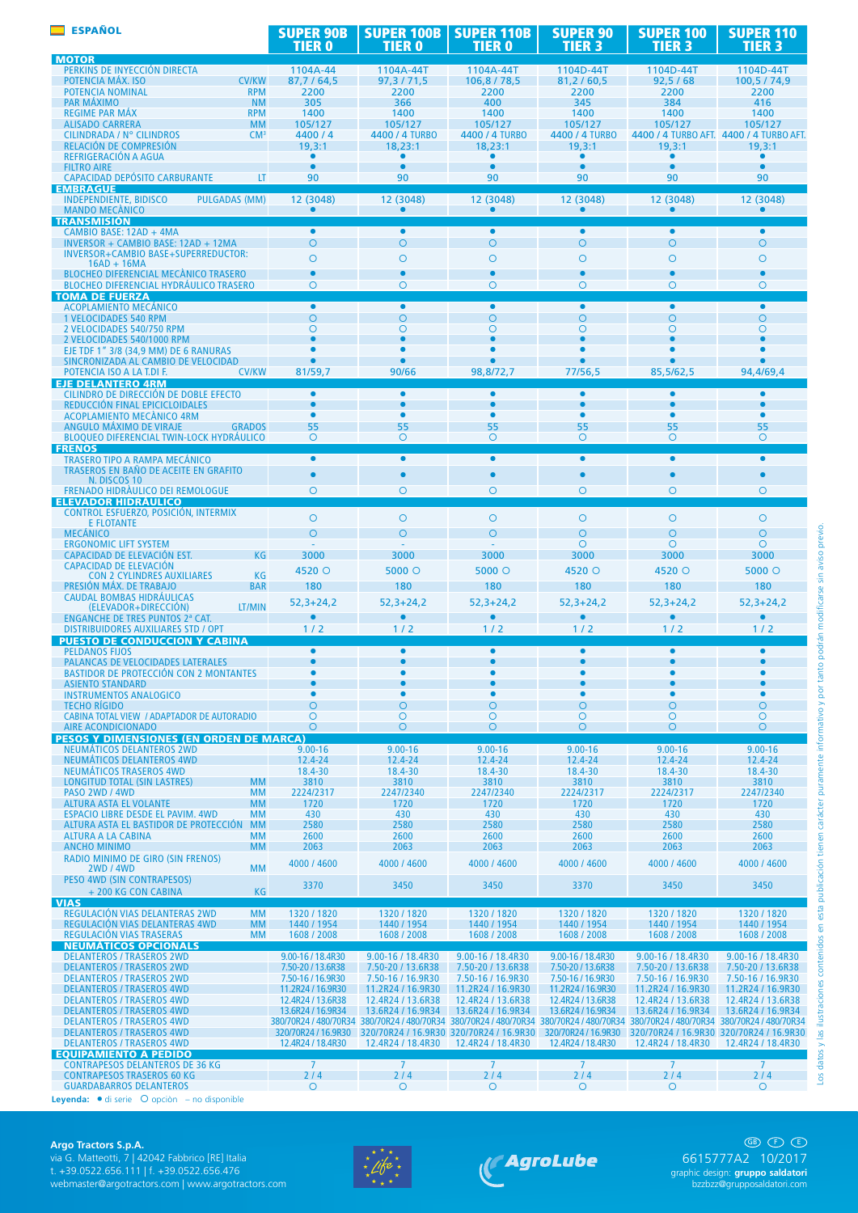| ESPAÑOL | | SUPER 90B TIER 0 | SUPER 100B TIER 0 | SUPER 110B TIER 0 | SUPER 90 TIER 3 | SUPER 100 TIER 3 | SUPER 110 TIER 3 |
|---|---|---|---|---|---|---|---|
| **MOTOR** | | | | | | | |
| PERKINS DE INYECCIÓN DIRECTA | | 1104A-44 | 1104A-44T | 1104A-44T | 1104D-44T | 1104D-44T | 1104D-44T |
| POTENCIA MÁX. ISO | CV/KW | 87,7 / 64,5 | 97,3 / 71,5 | 106,8 / 78,5 | 81,2 / 60,5 | 92,5 / 68 | 100,5 / 74,9 |
| POTENCIA NOMINAL | RPM | 2200 | 2200 | 2200 | 2200 | 2200 | 2200 |
| PAR MÁXIMO | NM | 305 | 366 | 400 | 345 | 384 | 416 |
| REGIME PAR MÁX | RPM | 1400 | 1400 | 1400 | 1400 | 1400 | 1400 |
| ALISADO CARRERA | MM | 105/127 | 105/127 | 105/127 | 105/127 | 105/127 | 105/127 |
| CILINDRADA / N° CILINDROS | CM³ | 4400 / 4 | 4400 / 4 TURBO | 4400 / 4 TURBO | 4400 / 4 TURBO | 4400 / 4 TURBO AFT. | 4400 / 4 TURBO AFT. |
| RELACIÓN DE COMPRESIÓN | | 19,3:1 | 18,23:1 | 18,23:1 | 19,3:1 | 19,3:1 | 19,3:1 |
| REFRIGERACIÓN A AGUA | | ● | ● | ● | ● | ● | ● |
| FILTRO AIRE | | ● | ● | ● | ● | ● | ● |
| CAPACIDAD DEPÓSITO CARBURANTE | LT | 90 | 90 | 90 | 90 | 90 | 90 |
| **EMBRAGUE** | | | | | | | |
| INDEPENDIENTE, BIDISCO | PULGADAS (MM) | 12 (3048) | 12 (3048) | 12 (3048) | 12 (3048) | 12 (3048) | 12 (3048) |
| MANDO MECÁNICO | | ● | ● | ● | ● | ● | ● |
| **TRANSMISIÓN** | | | | | | | |
| CAMBIO BASE: 12AD + 4MA | | ● | ● | ● | ● | ● | ● |
| INVERSOR + CAMBIO BASE: 12AD + 12MA | | ○ | ○ | ○ | ○ | ○ | ○ |
| INVERSOR+CAMBIO BASE+SUPERREDUCTOR: 16AD + 16MA | | ○ | ○ | ○ | ○ | ○ | ○ |
| BLOCHEO DIFERENCIAL MECÀNICO TRASERO | | ● | ● | ● | ● | ● | ● |
| BLOCHEO DIFERENCIAL HYDRÁULICO TRASERO | | ○ | ○ | ○ | ○ | ○ | ○ |
| **TOMA DE FUERZA** | | | | | | | |
| ACOPLAMIENTO MECÁNICO | | ● | ● | ● | ● | ● | ● |
| 1 VELOCIDADES 540 RPM | | ○ | ○ | ○ | ○ | ○ | ○ |
| 2 VELOCIDADES 540/750 RPM | | ○ | ○ | ○ | ○ | ○ | ○ |
| 2 VELOCIDADES 540/1000 RPM | | ● | ● | ● | ● | ● | ● |
| EJE TDF 1" 3/8 (34,9 MM) DE 6 RANURAS | | ● | ● | ● | ● | ● | ● |
| SINCRONIZADA AL CAMBIO DE VELOCIDAD | | ● | ● | ● | ● | ● | ● |
| POTENCIA ISO A LA T.DI F. | CV/KW | 81/59,7 | 90/66 | 98,8/72,7 | 77/56,5 | 85,5/62,5 | 94,4/69,4 |
| **EJE DELANTERO 4RM** | | | | | | | |
| CILINDRO DE DIRECCIÓN DE DOBLE EFECTO | | ● | ● | ● | ● | ● | ● |
| REDUCCIÓN FINAL EPICICLOIDALES | | ● | ● | ● | ● | ● | ● |
| ACOPLAMIENTO MECÁNICO 4RM | | ● | ● | ● | ● | ● | ● |
| ANGULO MÁXIMO DE VIRAJE | GRADOS | 55 | 55 | 55 | 55 | 55 | 55 |
| BLOQUEO DIFERENCIAL TWIN-LOCK HYDRÁULICO | | ○ | ○ | ○ | ○ | ○ | ○ |
| **FRENOS** | | | | | | | |
| TRASERO TIPO A RAMPA MECÁNICO | | ● | ● | ● | ● | ● | ● |
| TRASEROS EN BAÑO DE ACEITE EN GRAFITO N. DISCOS 10 | | ● | ● | ● | ● | ● | ● |
| FRENADO HIDRÀULICO DEI REMOLOGUE | | ○ | ○ | ○ | ○ | ○ | ○ |
| **ELEVADOR HIDRÁULICO** | | | | | | | |
| CONTROL ESFUERZO, POSICIÓN, INTERMIX E FLOTANTE | | ○ | ○ | ○ | ○ | ○ | ○ |
| MECÁNICO | | ○ | ○ | ○ | ○ | ○ | ○ |
| ERGONOMIC LIFT SYSTEM | | - | - | - | ○ | ○ | ○ |
| CAPACIDAD DE ELEVACIÓN EST. | KG | 3000 | 3000 | 3000 | 3000 | 3000 | 3000 |
| CAPACIDAD DE ELEVACIÓN CON 2 CYLINDRES AUXILIARES | KG | 4520 ○ | 5000 ○ | 5000 ○ | 4520 ○ | 4520 ○ | 5000 ○ |
| PRESIÓN MÁX. DE TRABAJO | BAR | 180 | 180 | 180 | 180 | 180 | 180 |
| CAUDAL BOMBAS HIDRÁULICAS (ELEVADOR+DIRECCIÓN) | LT/MIN | 52,3+24,2 | 52,3+24,2 | 52,3+24,2 | 52,3+24,2 | 52,3+24,2 | 52,3+24,2 |
| ENGANCHE DE TRES PUNTOS 2ª CAT. | | ● | ● | ● | ● | ● | ● |
| DISTRIBUIDORES AUXILIARES STD / OPT | | 1 / 2 | 1 / 2 | 1 / 2 | 1 / 2 | 1 / 2 | 1 / 2 |
| **PUESTO DE CONDUCCION Y CABINA** | | | | | | | |
| PELDANOS FIJOS | | ● | ● | ● | ● | ● | ● |
| PALANCAS DE VELOCIDADES LATERALES | | ● | ● | ● | ● | ● | ● |
| BASTIDOR DE PROTECCIÓN CON 2 MONTANTES | | ● | ● | ● | ● | ● | ● |
| ASIENTO STANDARD | | ● | ● | ● | ● | ● | ● |
| INSTRUMENTOS ANALOGICO | | ● | ● | ● | ● | ● | ● |
| TECHO RÍGIDO | | ○ | ○ | ○ | ○ | ○ | ○ |
| CABINA TOTAL VIEW / ADAPTADOR DE AUTORADIO | | ○ | ○ | ○ | ○ | ○ | ○ |
| AIRE ACONDICIONADO | | ○ | ○ | ○ | ○ | ○ | ○ |
| **PESOS Y DIMENSIONES (EN ORDEN DE MARCA)** | | | | | | | |
| NEUMÁTICOS DELANTEROS 2WD | | 9.00-16 | 9.00-16 | 9.00-16 | 9.00-16 | 9.00-16 | 9.00-16 |
| NEUMÁTICOS DELANTEROS 4WD | | 12.4-24 | 12.4-24 | 12.4-24 | 12.4-24 | 12.4-24 | 12.4-24 |
| NEUMÁTICOS TRASEROS 4WD | | 18.4-30 | 18.4-30 | 18.4-30 | 18.4-30 | 18.4-30 | 18.4-30 |
| LONGITUD TOTAL (SIN LASTRES) | MM | 3810 | 3810 | 3810 | 3810 | 3810 | 3810 |
| PASO 2WD / 4WD | MM | 2224/2317 | 2247/2340 | 2247/2340 | 2224/2317 | 2224/2317 | 2247/2340 |
| ALTURA ASTA EL VOLANTE | MM | 1720 | 1720 | 1720 | 1720 | 1720 | 1720 |
| ESPACIO LIBRE DESDE EL PAVIM. 4WD | MM | 430 | 430 | 430 | 430 | 430 | 430 |
| ALTURA ASTA EL BASTIDOR DE PROTECCIÓN | MM | 2580 | 2580 | 2580 | 2580 | 2580 | 2580 |
| ALTURA A LA CABINA | MM | 2600 | 2600 | 2600 | 2600 | 2600 | 2600 |
| ANCHO MINIMO | MM | 2063 | 2063 | 2063 | 2063 | 2063 | 2063 |
| RADIO MINIMO DE GIRO (SIN FRENOS) 2WD / 4WD | MM | 4000 / 4600 | 4000 / 4600 | 4000 / 4600 | 4000 / 4600 | 4000 / 4600 | 4000 / 4600 |
| PESO 4WD (SIN CONTRAPESOS) + 200 KG CON CABINA | KG | 3370 | 3450 | 3450 | 3370 | 3450 | 3450 |
| **VIAS** | | | | | | | |
| REGULACIÓN VIAS DELANTERAS 2WD | MM | 1320 / 1820 | 1320 / 1820 | 1320 / 1820 | 1320 / 1820 | 1320 / 1820 | 1320 / 1820 |
| REGULACIÓN VIAS DELANTERAS 4WD | MM | 1440 / 1954 | 1440 / 1954 | 1440 / 1954 | 1440 / 1954 | 1440 / 1954 | 1440 / 1954 |
| REGULACIÓN VIAS TRASERAS | MM | 1608 / 2008 | 1608 / 2008 | 1608 / 2008 | 1608 / 2008 | 1608 / 2008 | 1608 / 2008 |
| **NEUMÁTICOS OPCIONALS** | | | | | | | |
| DELANTEROS / TRASEROS 2WD | | 9.00-16 / 18.4R30 | 9.00-16 / 18.4R30 | 9.00-16 / 18.4R30 | 9.00-16 / 18.4R30 | 9.00-16 / 18.4R30 | 9.00-16 / 18.4R30 |
| DELANTEROS / TRASEROS 2WD | | 7.50-20 / 13.6R38 | 7.50-20 / 13.6R38 | 7.50-20 / 13.6R38 | 7.50-20 / 13.6R38 | 7.50-20 / 13.6R38 | 7.50-20 / 13.6R38 |
| DELANTEROS / TRASEROS 2WD | | 7.50-16 / 16.9R30 | 7.50-16 / 16.9R30 | 7.50-16 / 16.9R30 | 7.50-16 / 16.9R30 | 7.50-16 / 16.9R30 | 7.50-16 / 16.9R30 |
| DELANTEROS / TRASEROS 4WD | | 11.2R24 / 16.9R30 | 11.2R24 / 16.9R30 | 11.2R24 / 16.9R30 | 11.2R24 / 16.9R30 | 11.2R24 / 16.9R30 | 11.2R24 / 16.9R30 |
| DELANTEROS / TRASEROS 4WD | | 12.4R24 / 13.6R38 | 12.4R24 / 13.6R38 | 12.4R24 / 13.6R38 | 12.4R24 / 13.6R38 | 12.4R24 / 13.6R38 | 12.4R24 / 13.6R38 |
| DELANTEROS / TRASEROS 4WD | | 13.6R24 / 16.9R34 | 13.6R24 / 16.9R34 | 13.6R24 / 16.9R34 | 13.6R24 / 16.9R34 | 13.6R24 / 16.9R34 | 13.6R24 / 16.9R34 |
| DELANTEROS / TRASEROS 4WD | | 380/70R24 / 480/70R34 | 380/70R24 / 480/70R34 | 380/70R24 / 480/70R34 | 380/70R24 / 480/70R34 | 380/70R24 / 480/70R34 | 380/70R24 / 480/70R34 |
| DELANTEROS / TRASEROS 4WD | | 320/70R24 / 16.9R30 | 320/70R24 / 16.9R30 | 320/70R24 / 16.9R30 | 320/70R24 / 16.9R30 | 320/70R24 / 16.9R30 | 320/70R24 / 16.9R30 |
| DELANTEROS / TRASEROS 4WD | | 12.4R24 / 18.4R30 | 12.4R24 / 18.4R30 | 12.4R24 / 18.4R30 | 12.4R24 / 18.4R30 | 12.4R24 / 18.4R30 | 12.4R24 / 18.4R30 |
| **EQUIPAMIENTO A PEDIDO** | | | | | | | |
| CONTRAPESOS DELANTEROS DE 36 KG | | 7 | 7 | 7 | 7 | 7 | 7 |
| CONTRAPESOS TRASEROS 60 KG | | 2 / 4 | 2 / 4 | 2 / 4 | 2 / 4 | 2 / 4 | 2 / 4 |
| GUARDABARROS DELANTEROS | | ○ | ○ | ○ | ○ | ○ | ○ |

**Leyenda:** ● di serie ○ opción – no disponible

Los datos y las ilustraciones contenidos en esta publicación tienen carácter puramente informativo y por tanto podrán modificarse sin aviso previo.

**Argo Tractors S.p.A.**
via G. Matteotti, 7 | 42042 Fabbrico [RE] Italia
t. +39.0522.656.111 | f. +39.0522.656.476
webmaster@argotractors.com | www.argotractors.com

AgroLube

GB F E
6615777A2 10/2017
graphic design: **gruppo saldatori**
bzzbzz@grupposaldatori.com